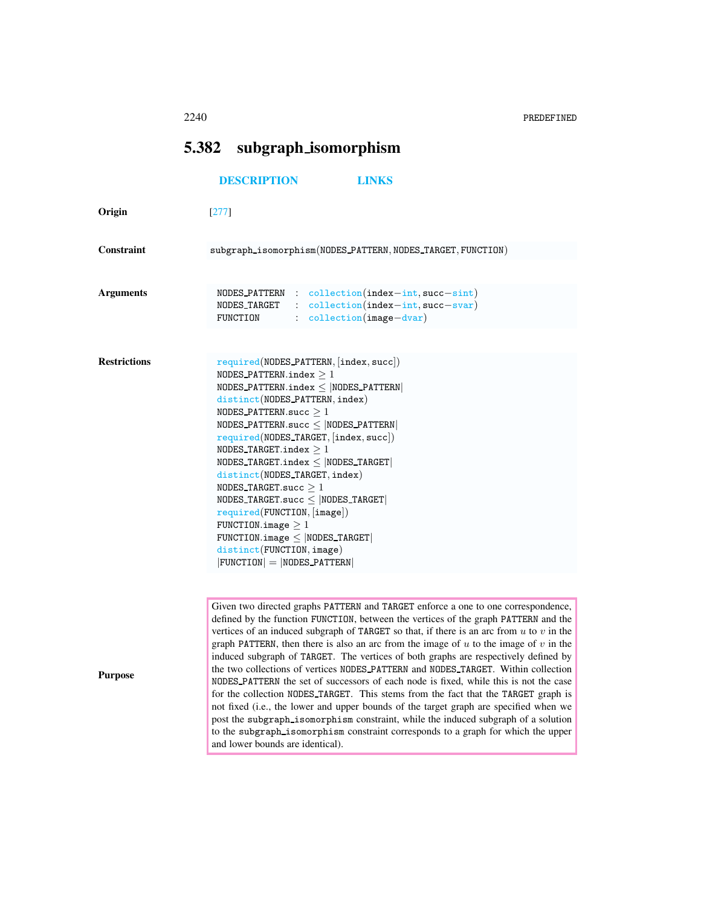## 5.382 subgraph_isomorphism

DESCRIPTION LINKS

**Origin** [277]

**Constraint** subgraph_isomorphism(NODES_PATTERN, NODES_TARGET, FUNCTION)

**Arguments**

```
NODES_PATTERN : collection(index-int, succ-sint)
NODES_TARGET  : collection(index-int, succ-svar)
FUNCTION      : collection(image-dvar)
```

**Restrictions**

required(NODES_PATTERN, [index, succ])
NODES_PATTERN.index $\geq 1$
NODES_PATTERN.index $\leq$ |NODES_PATTERN|
distinct(NODES_PATTERN, index)
NODES_PATTERN.succ $\geq 1$
NODES_PATTERN.succ $\leq$ |NODES_PATTERN|
required(NODES_TARGET, [index, succ])
NODES_TARGET.index $\geq 1$
NODES_TARGET.index $\leq$ |NODES_TARGET|
distinct(NODES_TARGET, index)
NODES_TARGET.succ $\geq 1$
NODES_TARGET.succ $\leq$ |NODES_TARGET|
required(FUNCTION, [image])
FUNCTION.image $\geq 1$
FUNCTION.image $\leq$ |NODES_TARGET|
distinct(FUNCTION, image)
|FUNCTION| = |NODES_PATTERN|

**Purpose**

Given two directed graphs PATTERN and TARGET enforce a one to one correspondence, defined by the function FUNCTION, between the vertices of the graph PATTERN and the vertices of an induced subgraph of TARGET so that, if there is an arc from $u$ to $v$ in the graph PATTERN, then there is also an arc from the image of $u$ to the image of $v$ in the induced subgraph of TARGET. The vertices of both graphs are respectively defined by the two collections of vertices NODES_PATTERN and NODES_TARGET. Within collection NODES_PATTERN the set of successors of each node is fixed, while this is not the case for the collection NODES_TARGET. This stems from the fact that the TARGET graph is not fixed (i.e., the lower and upper bounds of the target graph are specified when we post the subgraph_isomorphism constraint, while the induced subgraph of a solution to the subgraph_isomorphism constraint corresponds to a graph for which the upper and lower bounds are identical).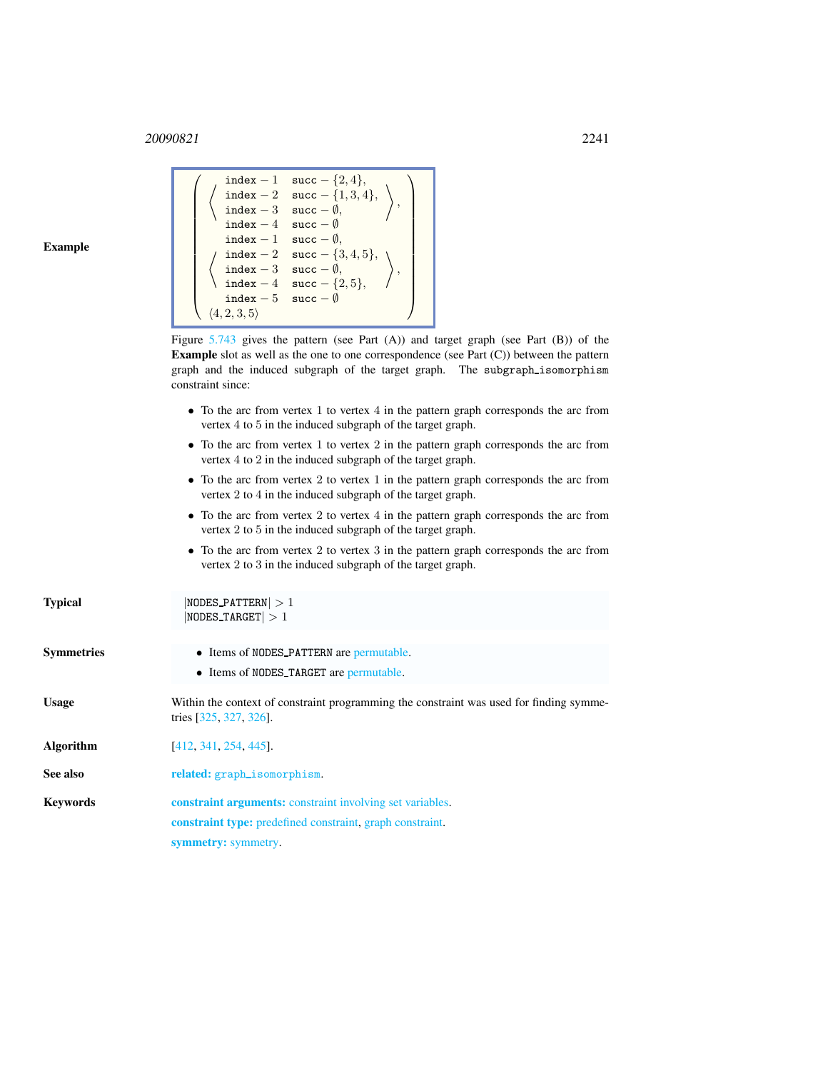**Example**

$$\left(\begin{array}{l}\left\langle\begin{array}{ll}\texttt{index}-1 & \texttt{succ}-\{2,4\},\\ \texttt{index}-2 & \texttt{succ}-\{1,3,4\},\\ \texttt{index}-3 & \texttt{succ}-\emptyset,\\ \texttt{index}-4 & \texttt{succ}-\emptyset\end{array}\right\rangle,\\ \left\langle\begin{array}{ll}\texttt{index}-1 & \texttt{succ}-\emptyset,\\ \texttt{index}-2 & \texttt{succ}-\{3,4,5\},\\ \texttt{index}-3 & \texttt{succ}-\emptyset,\\ \texttt{index}-4 & \texttt{succ}-\{2,5\},\\ \texttt{index}-5 & \texttt{succ}-\emptyset\end{array}\right\rangle,\\ \langle 4,2,3,5\rangle\end{array}\right)$$

Figure 5.743 gives the pattern (see Part (A)) and target graph (see Part (B)) of the **Example** slot as well as the one to one correspondence (see Part (C)) between the pattern graph and the induced subgraph of the target graph. The `subgraph_isomorphism` constraint since:

- To the arc from vertex 1 to vertex 4 in the pattern graph corresponds the arc from vertex 4 to 5 in the induced subgraph of the target graph.
- To the arc from vertex 1 to vertex 2 in the pattern graph corresponds the arc from vertex 4 to 2 in the induced subgraph of the target graph.
- To the arc from vertex 2 to vertex 1 in the pattern graph corresponds the arc from vertex 2 to 4 in the induced subgraph of the target graph.
- To the arc from vertex 2 to vertex 4 in the pattern graph corresponds the arc from vertex 2 to 5 in the induced subgraph of the target graph.
- To the arc from vertex 2 to vertex 3 in the pattern graph corresponds the arc from vertex 2 to 3 in the induced subgraph of the target graph.

**Typical**

$|\texttt{NODES\_PATTERN}| > 1$
$|\texttt{NODES\_TARGET}| > 1$

**Symmetries**

- Items of `NODES_PATTERN` are permutable.
- Items of `NODES_TARGET` are permutable.

**Usage**

Within the context of constraint programming the constraint was used for finding symmetries [325, 327, 326].

**Algorithm**

[412, 341, 254, 445].

**See also**

**related:** `graph_isomorphism`.

**Keywords**

**constraint arguments:** constraint involving set variables.

**constraint type:** predefined constraint, graph constraint.

**symmetry:** symmetry.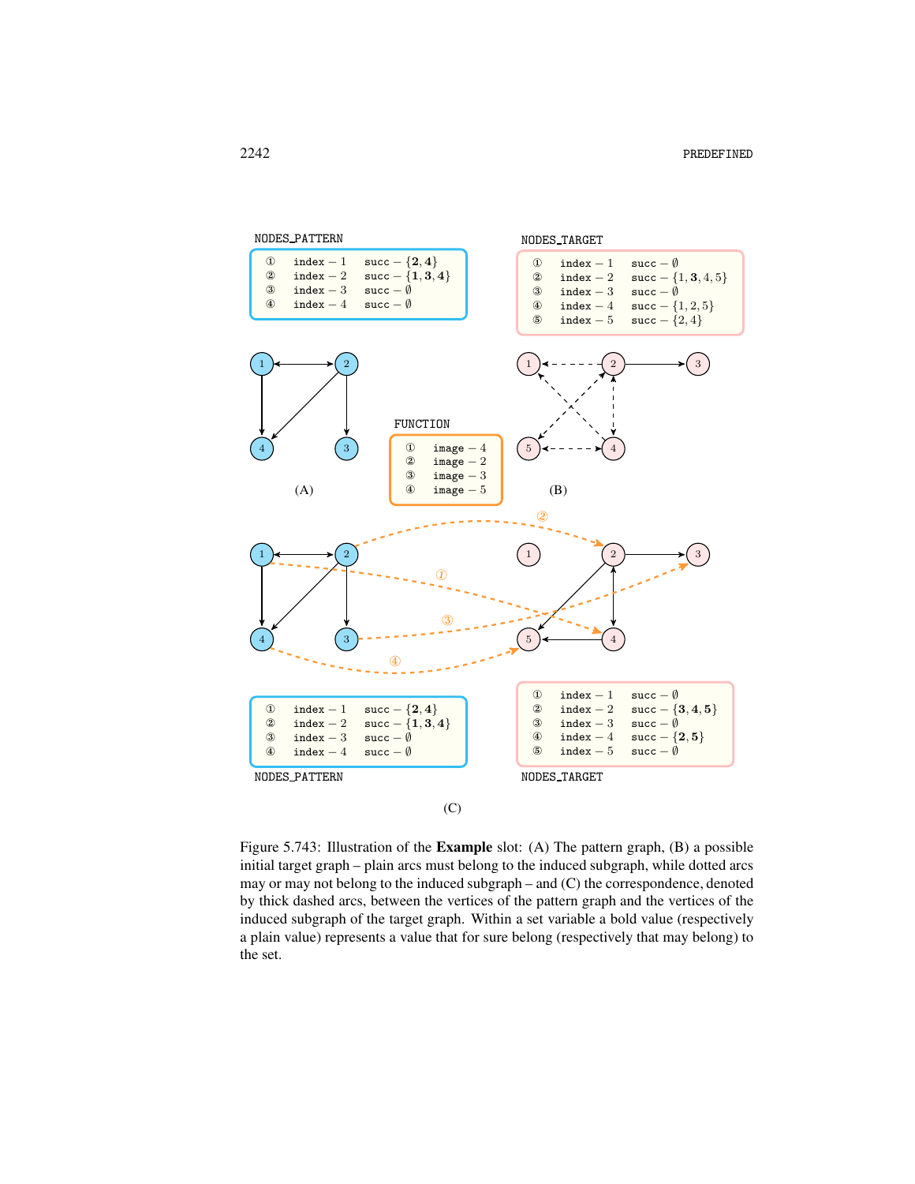NODES_PATTERN

| | | |
|---|---|---|
| ① | index − 1 | succ − $\{\mathbf{2},\mathbf{4}\}$ |
| ② | index − 2 | succ − $\{\mathbf{1},\mathbf{3},\mathbf{4}\}$ |
| ③ | index − 3 | succ − $\emptyset$ |
| ④ | index − 4 | succ − $\emptyset$ |

NODES_TARGET

| | | |
|---|---|---|
| ① | index − 1 | succ − $\emptyset$ |
| ② | index − 2 | succ − $\{1,\mathbf{3},4,5\}$ |
| ③ | index − 3 | succ − $\emptyset$ |
| ④ | index − 4 | succ − $\{1,2,5\}$ |
| ⑤ | index − 5 | succ − $\{2,4\}$ |

(A)

FUNCTION

| | |
|---|---|
| ① | image − 4 |
| ② | image − 2 |
| ③ | image − 3 |
| ④ | image − 5 |

(B)

| | | |
|---|---|---|
| ① | index − 1 | succ − $\{\mathbf{2},\mathbf{4}\}$ |
| ② | index − 2 | succ − $\{\mathbf{1},\mathbf{3},\mathbf{4}\}$ |
| ③ | index − 3 | succ − $\emptyset$ |
| ④ | index − 4 | succ − $\emptyset$ |

NODES_PATTERN

| | | |
|---|---|---|
| ① | index − 1 | succ − $\emptyset$ |
| ② | index − 2 | succ − $\{\mathbf{3},\mathbf{4},\mathbf{5}\}$ |
| ③ | index − 3 | succ − $\emptyset$ |
| ④ | index − 4 | succ − $\{\mathbf{2},\mathbf{5}\}$ |
| ⑤ | index − 5 | succ − $\emptyset$ |

NODES_TARGET

(C)

Figure 5.743: Illustration of the **Example** slot: (A) The pattern graph, (B) a possible initial target graph – plain arcs must belong to the induced subgraph, while dotted arcs may or may not belong to the induced subgraph – and (C) the correspondence, denoted by thick dashed arcs, between the vertices of the pattern graph and the vertices of the induced subgraph of the target graph. Within a set variable a bold value (respectively a plain value) represents a value that for sure belong (respectively that may belong) to the set.